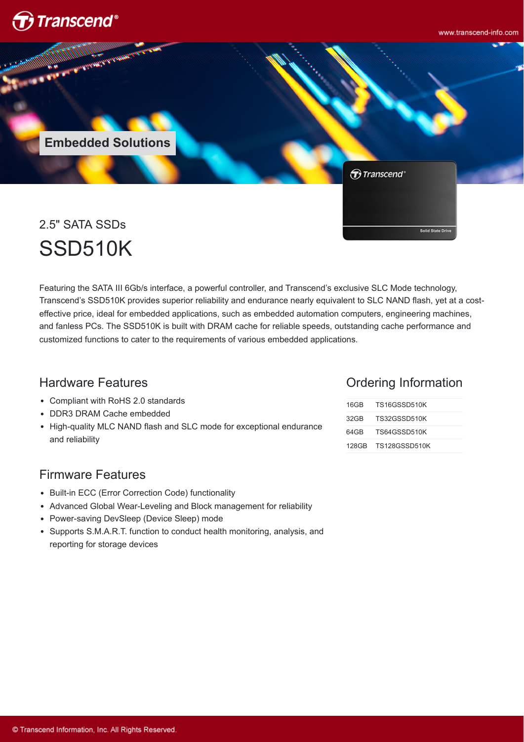Embedded Solutions

2.5" SATA SSDs

# SSD510K

Featuring the SATA III 6Gb/s interface, a powerful controller, and Transcend's exclusive SLC Mode technology, Transcend's SSD510K provides superior reliability and endurance nearly equivalent to SLC NAND flash, yet at a cost-effective price, ideal for embedded applications, such as embedded automation computers, engineering machines, and fanless PCs. The SSD510K is built with DRAM cache for reliable speeds, outstanding cache performance and customized functions to cater to the requirements of various embedded applications.

## Hardware Features

- Compliant with RoHS 2.0 standards
- DDR3 DRAM Cache embedded
- High-quality MLC NAND flash and SLC mode for exceptional endurance and reliability

## Firmware Features

- Built-in ECC (Error Correction Code) functionality
- Advanced Global Wear-Leveling and Block management for reliability
- Power-saving DevSleep (Device Sleep) mode
- Supports S.M.A.R.T. function to conduct health monitoring, analysis, and reporting for storage devices

## Ordering Information

| | |
|---|---|
| 16GB | TS16GSSD510K |
| 32GB | TS32GSSD510K |
| 64GB | TS64GSSD510K |
| 128GB | TS128GSSD510K |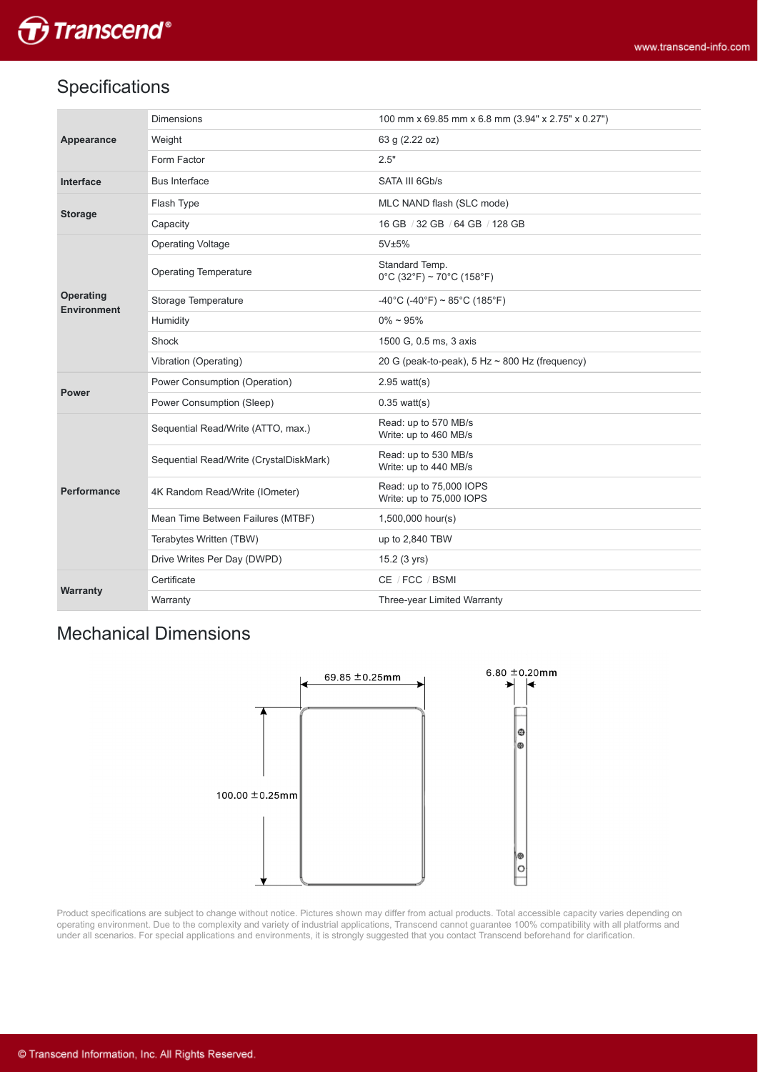## Specifications

| | | |
|---|---|---|
| **Appearance** | Dimensions | 100 mm x 69.85 mm x 6.8 mm (3.94" x 2.75" x 0.27") |
| | Weight | 63 g (2.22 oz) |
| | Form Factor | 2.5" |
| **Interface** | Bus Interface | SATA III 6Gb/s |
| **Storage** | Flash Type | MLC NAND flash (SLC mode) |
| | Capacity | 16 GB / 32 GB / 64 GB / 128 GB |
| **Operating Environment** | Operating Voltage | 5V±5% |
| | Operating Temperature | Standard Temp.<br>0°C (32°F) ~ 70°C (158°F) |
| | Storage Temperature | -40°C (-40°F) ~ 85°C (185°F) |
| | Humidity | 0% ~ 95% |
| | Shock | 1500 G, 0.5 ms, 3 axis |
| | Vibration (Operating) | 20 G (peak-to-peak), 5 Hz ~ 800 Hz (frequency) |
| **Power** | Power Consumption (Operation) | 2.95 watt(s) |
| | Power Consumption (Sleep) | 0.35 watt(s) |
| **Performance** | Sequential Read/Write (ATTO, max.) | Read: up to 570 MB/s<br>Write: up to 460 MB/s |
| | Sequential Read/Write (CrystalDiskMark) | Read: up to 530 MB/s<br>Write: up to 440 MB/s |
| | 4K Random Read/Write (IOmeter) | Read: up to 75,000 IOPS<br>Write: up to 75,000 IOPS |
| | Mean Time Between Failures (MTBF) | 1,500,000 hour(s) |
| | Terabytes Written (TBW) | up to 2,840 TBW |
| | Drive Writes Per Day (DWPD) | 15.2 (3 yrs) |
| **Warranty** | Certificate | CE / FCC / BSMI |
| | Warranty | Three-year Limited Warranty |

## Mechanical Dimensions

69.85 ±0.25mm

6.80 ±0.20mm

100.00 ±0.25mm

Product specifications are subject to change without notice. Pictures shown may differ from actual products. Total accessible capacity varies depending on operating environment. Due to the complexity and variety of industrial applications, Transcend cannot guarantee 100% compatibility with all platforms and under all scenarios. For special applications and environments, it is strongly suggested that you contact Transcend beforehand for clarification.